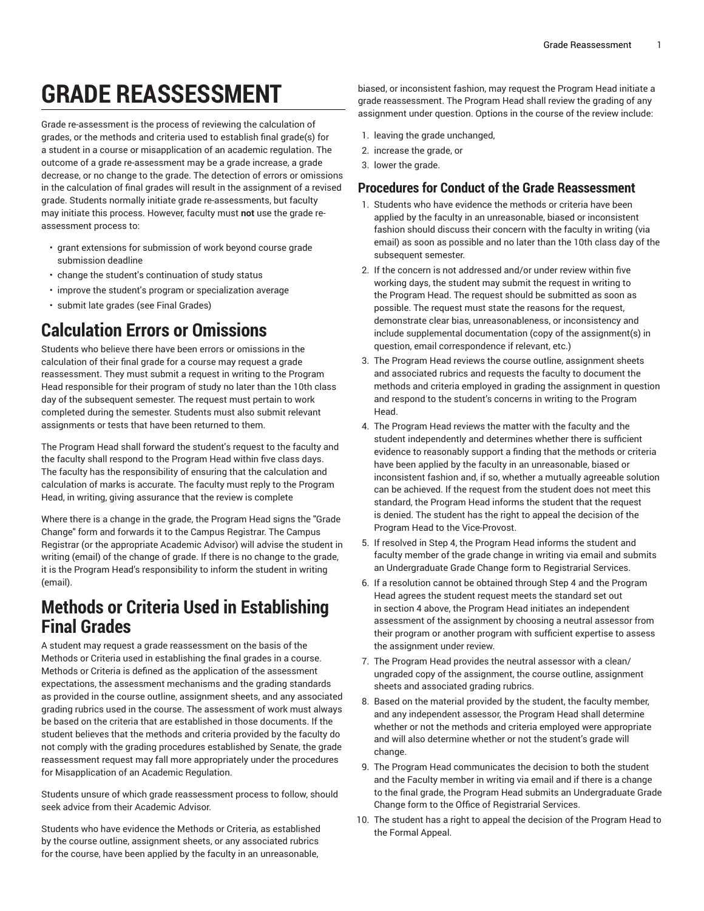# GRADE REASSESSMENT

Grade re-assessment is the process of reviewing the calculation of grades, or the methods and criteria used to establish final grade(s) for a student in a course or misapplication of an academic regulation. The outcome of a grade re-assessment may be a grade increase, a grade decrease, or no change to the grade. The detection of errors or omissions in the calculation of final grades will result in the assignment of a revised grade. Students normally initiate grade re-assessments, but faculty may initiate this process. However, faculty must **not** use the grade re-assessment process to:

- grant extensions for submission of work beyond course grade submission deadline
- change the student's continuation of study status
- improve the student's program or specialization average
- submit late grades (see Final Grades)

## Calculation Errors or Omissions

Students who believe there have been errors or omissions in the calculation of their final grade for a course may request a grade reassessment. They must submit a request in writing to the Program Head responsible for their program of study no later than the 10th class day of the subsequent semester. The request must pertain to work completed during the semester. Students must also submit relevant assignments or tests that have been returned to them.

The Program Head shall forward the student's request to the faculty and the faculty shall respond to the Program Head within five class days. The faculty has the responsibility of ensuring that the calculation and calculation of marks is accurate. The faculty must reply to the Program Head, in writing, giving assurance that the review is complete

Where there is a change in the grade, the Program Head signs the "Grade Change" form and forwards it to the Campus Registrar. The Campus Registrar (or the appropriate Academic Advisor) will advise the student in writing (email) of the change of grade. If there is no change to the grade, it is the Program Head's responsibility to inform the student in writing (email).

## Methods or Criteria Used in Establishing Final Grades

A student may request a grade reassessment on the basis of the Methods or Criteria used in establishing the final grades in a course. Methods or Criteria is defined as the application of the assessment expectations, the assessment mechanisms and the grading standards as provided in the course outline, assignment sheets, and any associated grading rubrics used in the course. The assessment of work must always be based on the criteria that are established in those documents. If the student believes that the methods and criteria provided by the faculty do not comply with the grading procedures established by Senate, the grade reassessment request may fall more appropriately under the procedures for Misapplication of an Academic Regulation.

Students unsure of which grade reassessment process to follow, should seek advice from their Academic Advisor.

Students who have evidence the Methods or Criteria, as established by the course outline, assignment sheets, or any associated rubrics for the course, have been applied by the faculty in an unreasonable, biased, or inconsistent fashion, may request the Program Head initiate a grade reassessment. The Program Head shall review the grading of any assignment under question. Options in the course of the review include:

1. leaving the grade unchanged,
2. increase the grade, or
3. lower the grade.

### Procedures for Conduct of the Grade Reassessment

1. Students who have evidence the methods or criteria have been applied by the faculty in an unreasonable, biased or inconsistent fashion should discuss their concern with the faculty in writing (via email) as soon as possible and no later than the 10th class day of the subsequent semester.
2. If the concern is not addressed and/or under review within five working days, the student may submit the request in writing to the Program Head. The request should be submitted as soon as possible. The request must state the reasons for the request, demonstrate clear bias, unreasonableness, or inconsistency and include supplemental documentation (copy of the assignment(s) in question, email correspondence if relevant, etc.)
3. The Program Head reviews the course outline, assignment sheets and associated rubrics and requests the faculty to document the methods and criteria employed in grading the assignment in question and respond to the student's concerns in writing to the Program Head.
4. The Program Head reviews the matter with the faculty and the student independently and determines whether there is sufficient evidence to reasonably support a finding that the methods or criteria have been applied by the faculty in an unreasonable, biased or inconsistent fashion and, if so, whether a mutually agreeable solution can be achieved. If the request from the student does not meet this standard, the Program Head informs the student that the request is denied. The student has the right to appeal the decision of the Program Head to the Vice-Provost.
5. If resolved in Step 4, the Program Head informs the student and faculty member of the grade change in writing via email and submits an Undergraduate Grade Change form to Registrarial Services.
6. If a resolution cannot be obtained through Step 4 and the Program Head agrees the student request meets the standard set out in section 4 above, the Program Head initiates an independent assessment of the assignment by choosing a neutral assessor from their program or another program with sufficient expertise to assess the assignment under review.
7. The Program Head provides the neutral assessor with a clean/ungraded copy of the assignment, the course outline, assignment sheets and associated grading rubrics.
8. Based on the material provided by the student, the faculty member, and any independent assessor, the Program Head shall determine whether or not the methods and criteria employed were appropriate and will also determine whether or not the student's grade will change.
9. The Program Head communicates the decision to both the student and the Faculty member in writing via email and if there is a change to the final grade, the Program Head submits an Undergraduate Grade Change form to the Office of Registrarial Services.
10. The student has a right to appeal the decision of the Program Head to the Formal Appeal.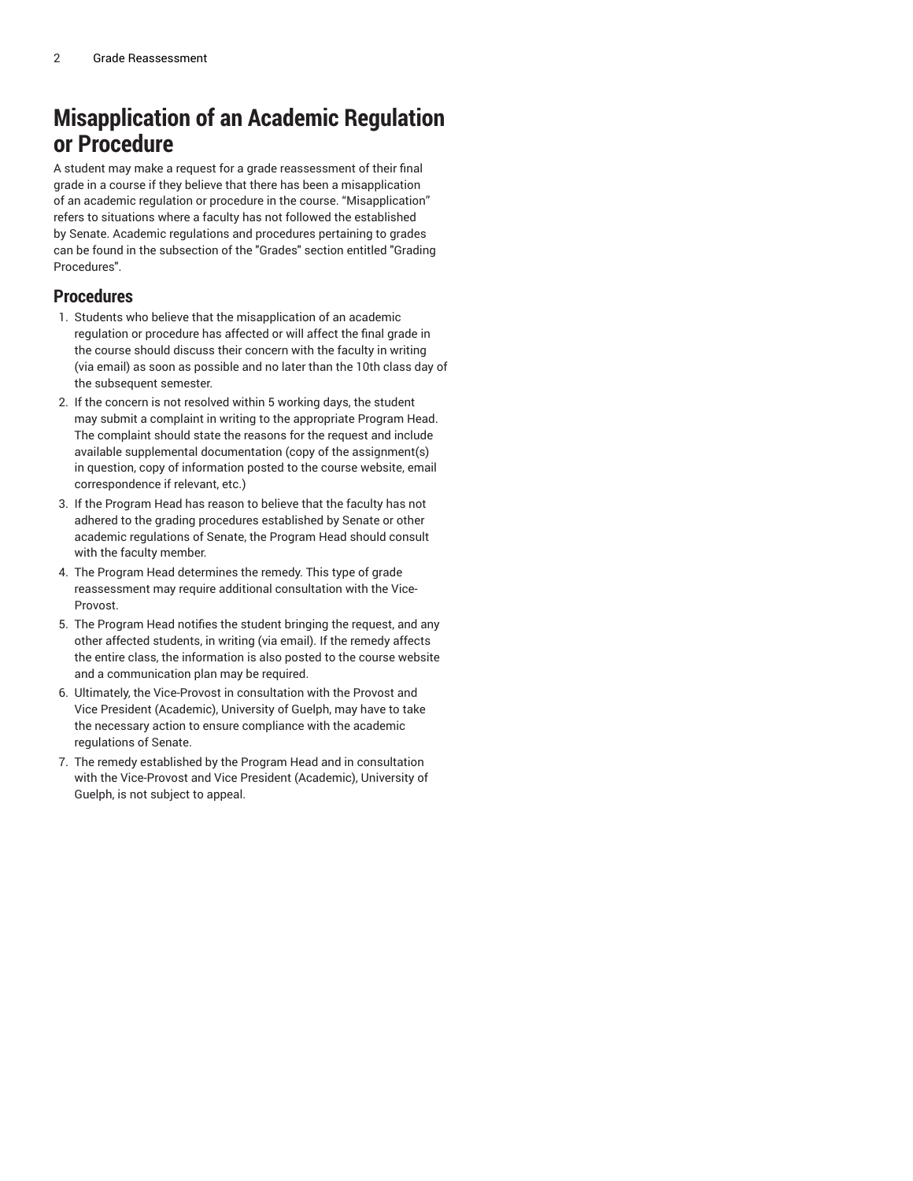# Misapplication of an Academic Regulation or Procedure

A student may make a request for a grade reassessment of their final grade in a course if they believe that there has been a misapplication of an academic regulation or procedure in the course. “Misapplication” refers to situations where a faculty has not followed the established by Senate. Academic regulations and procedures pertaining to grades can be found in the subsection of the "Grades" section entitled "Grading Procedures".

## Procedures

1. Students who believe that the misapplication of an academic regulation or procedure has affected or will affect the final grade in the course should discuss their concern with the faculty in writing (via email) as soon as possible and no later than the 10th class day of the subsequent semester.
2. If the concern is not resolved within 5 working days, the student may submit a complaint in writing to the appropriate Program Head. The complaint should state the reasons for the request and include available supplemental documentation (copy of the assignment(s) in question, copy of information posted to the course website, email correspondence if relevant, etc.)
3. If the Program Head has reason to believe that the faculty has not adhered to the grading procedures established by Senate or other academic regulations of Senate, the Program Head should consult with the faculty member.
4. The Program Head determines the remedy. This type of grade reassessment may require additional consultation with the Vice-Provost.
5. The Program Head notifies the student bringing the request, and any other affected students, in writing (via email). If the remedy affects the entire class, the information is also posted to the course website and a communication plan may be required.
6. Ultimately, the Vice-Provost in consultation with the Provost and Vice President (Academic), University of Guelph, may have to take the necessary action to ensure compliance with the academic regulations of Senate.
7. The remedy established by the Program Head and in consultation with the Vice-Provost and Vice President (Academic), University of Guelph, is not subject to appeal.